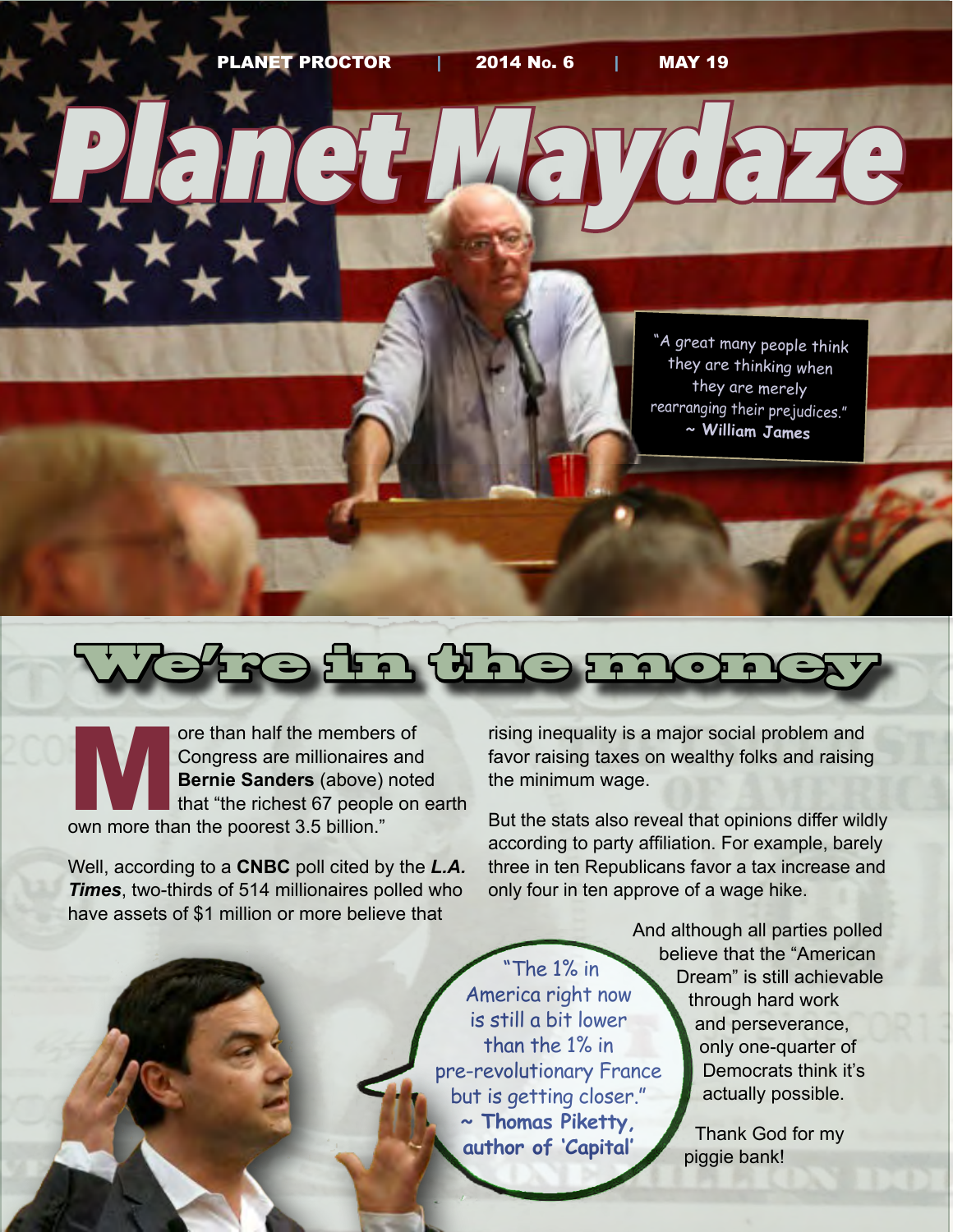PLANET PROCTOR | 2014 No. 6 | MAY 19

# Planet Maydaze

"A great many people think they are thinking when they are merely rearranging their prejudices."
~ William James

## We're in the money

More than half the members of Congress are millionaires and **Bernie Sanders** (above) noted that "the richest 67 people on earth own more than the poorest 3.5 billion."

Well, according to a **CNBC** poll cited by the ***L.A. Times***, two-thirds of 514 millionaires polled who have assets of $1 million or more believe that rising inequality is a major social problem and favor raising taxes on wealthy folks and raising the minimum wage.

But the stats also reveal that opinions differ wildly according to party affiliation. For example, barely three in ten Republicans favor a tax increase and only four in ten approve of a wage hike.

And although all parties polled believe that the "American Dream" is still achievable through hard work and perseverance, only one-quarter of Democrats think it's actually possible.

Thank God for my piggie bank!

"The 1% in America right now is still a bit lower than the 1% in pre-revolutionary France but is getting closer."
~ **Thomas Piketty, author of 'Capital'**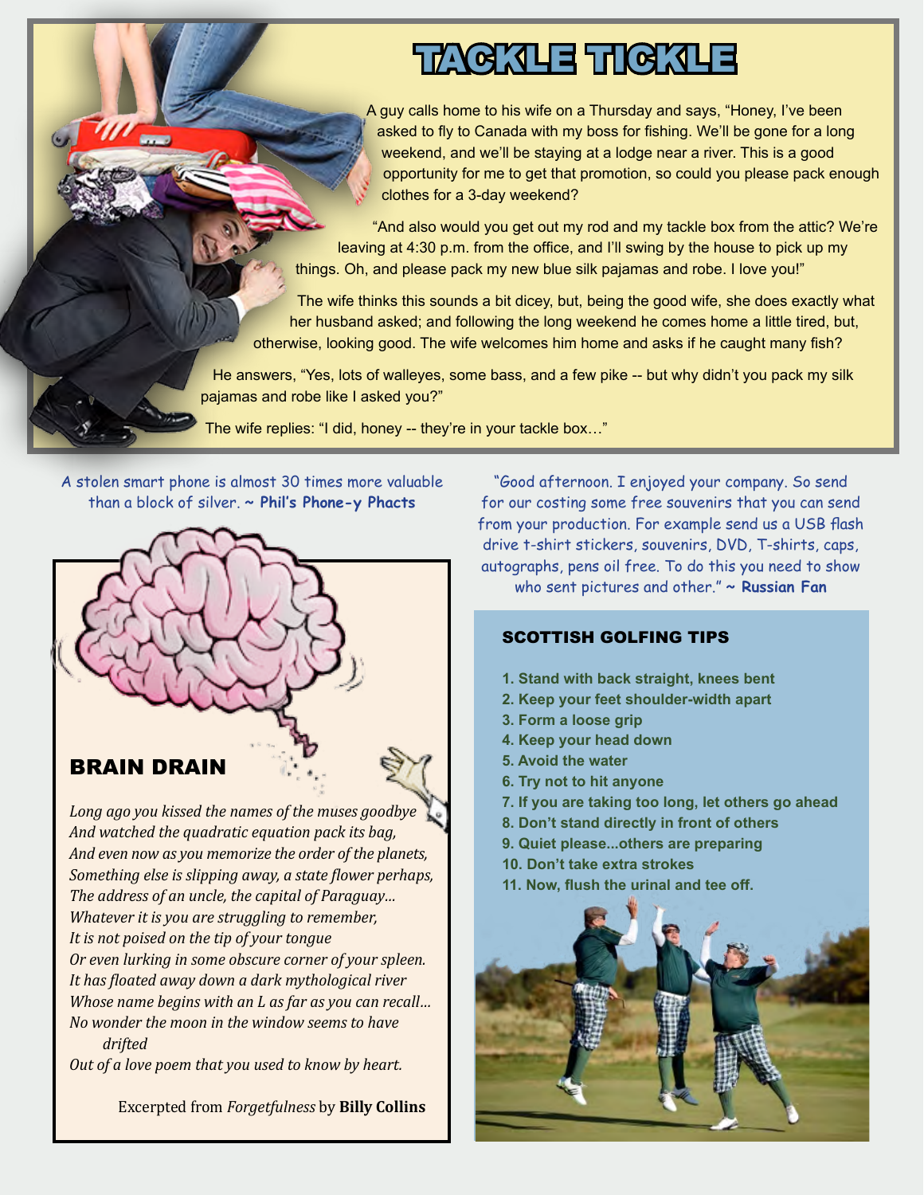# TACKLE TICKLE

A guy calls home to his wife on a Thursday and says, "Honey, I've been asked to fly to Canada with my boss for fishing. We'll be gone for a long weekend, and we'll be staying at a lodge near a river. This is a good opportunity for me to get that promotion, so could you please pack enough clothes for a 3-day weekend?

"And also would you get out my rod and my tackle box from the attic? We're leaving at 4:30 p.m. from the office, and I'll swing by the house to pick up my things. Oh, and please pack my new blue silk pajamas and robe. I love you!"

The wife thinks this sounds a bit dicey, but, being the good wife, she does exactly what her husband asked; and following the long weekend he comes home a little tired, but, otherwise, looking good. The wife welcomes him home and asks if he caught many fish?

He answers, "Yes, lots of walleyes, some bass, and a few pike -- but why didn't you pack my silk pajamas and robe like I asked you?"

The wife replies: "I did, honey -- they're in your tackle box…"

A stolen smart phone is almost 30 times more valuable than a block of silver. ~ **Phil's Phone-y Phacts**

## BRAIN DRAIN

*Long ago you kissed the names of the muses goodbye*
*And watched the quadratic equation pack its bag,*
*And even now as you memorize the order of the planets,*
*Something else is slipping away, a state flower perhaps,*
*The address of an uncle, the capital of Paraguay…*
*Whatever it is you are struggling to remember,*
*It is not poised on the tip of your tongue*
*Or even lurking in some obscure corner of your spleen.*
*It has floated away down a dark mythological river*
*Whose name begins with an L as far as you can recall…*
*No wonder the moon in the window seems to have drifted*
*Out of a love poem that you used to know by heart.*

Excerpted from *Forgetfulness* by **Billy Collins**

"Good afternoon. I enjoyed your company. So send for our costing some free souvenirs that you can send from your production. For example send us a USB flash drive t-shirt stickers, souvenirs, DVD, T-shirts, caps, autographs, pens oil free. To do this you need to show who sent pictures and other." ~ **Russian Fan**

### SCOTTISH GOLFING TIPS

1. Stand with back straight, knees bent
2. Keep your feet shoulder-width apart
3. Form a loose grip
4. Keep your head down
5. Avoid the water
6. Try not to hit anyone
7. If you are taking too long, let others go ahead
8. Don't stand directly in front of others
9. Quiet please...others are preparing
10. Don't take extra strokes
11. Now, flush the urinal and tee off.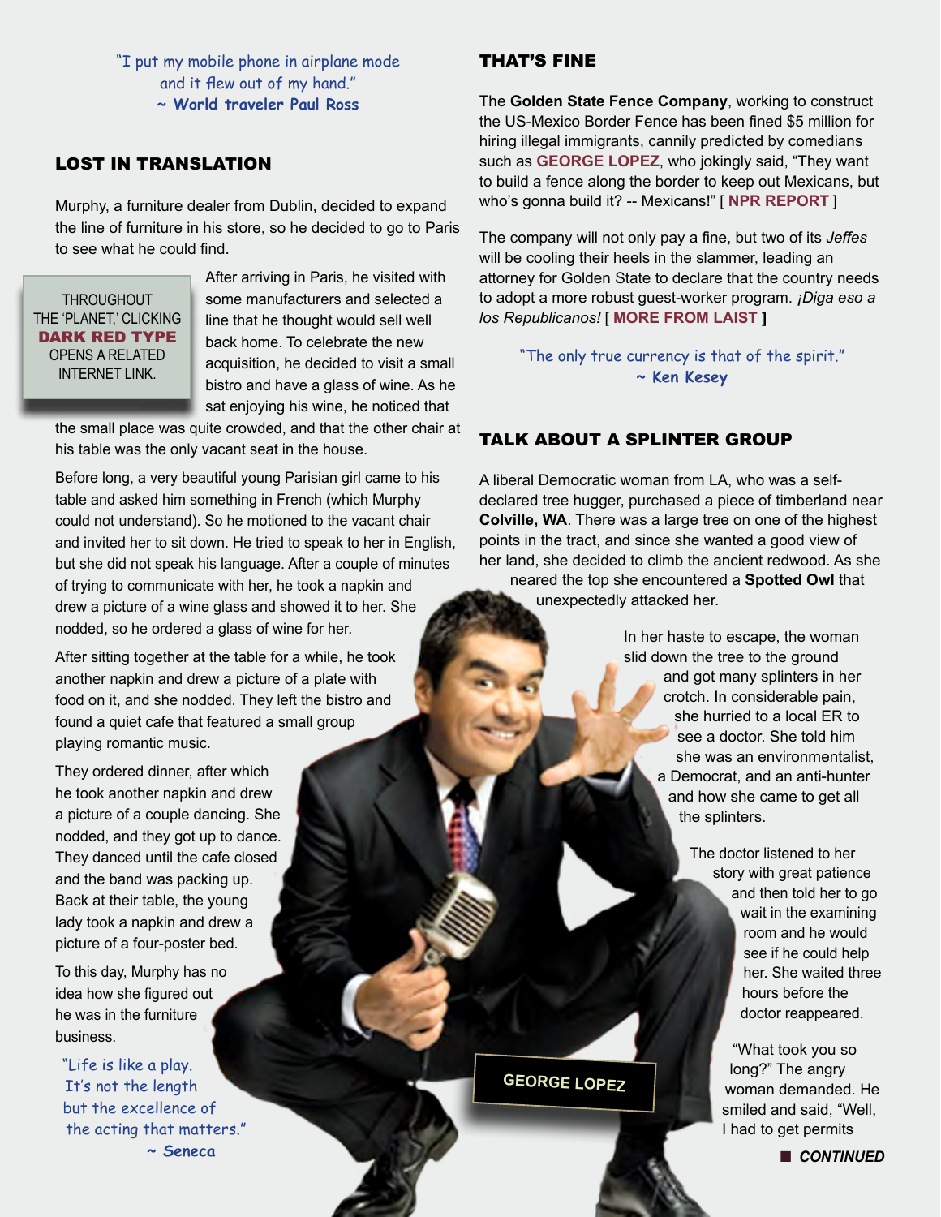"I put my mobile phone in airplane mode and it flew out of my hand."
~ **World traveler Paul Ross**

## LOST IN TRANSLATION

Murphy, a furniture dealer from Dublin, decided to expand the line of furniture in his store, so he decided to go to Paris to see what he could find.

THROUGHOUT THE 'PLANET,' CLICKING **DARK RED TYPE** OPENS A RELATED INTERNET LINK.

After arriving in Paris, he visited with some manufacturers and selected a line that he thought would sell well back home. To celebrate the new acquisition, he decided to visit a small bistro and have a glass of wine. As he sat enjoying his wine, he noticed that the small place was quite crowded, and that the other chair at his table was the only vacant seat in the house.

Before long, a very beautiful young Parisian girl came to his table and asked him something in French (which Murphy could not understand). So he motioned to the vacant chair and invited her to sit down. He tried to speak to her in English, but she did not speak his language. After a couple of minutes of trying to communicate with her, he took a napkin and drew a picture of a wine glass and showed it to her. She nodded, so he ordered a glass of wine for her.

After sitting together at the table for a while, he took another napkin and drew a picture of a plate with food on it, and she nodded. They left the bistro and found a quiet cafe that featured a small group playing romantic music.

They ordered dinner, after which he took another napkin and drew a picture of a couple dancing. She nodded, and they got up to dance. They danced until the cafe closed and the band was packing up. Back at their table, the young lady took a napkin and drew a picture of a four-poster bed.

To this day, Murphy has no idea how she figured out he was in the furniture business.

"Life is like a play. It's not the length but the excellence of the acting that matters."
~ **Seneca**

## THAT'S FINE

The **Golden State Fence Company**, working to construct the US-Mexico Border Fence has been fined $5 million for hiring illegal immigrants, cannily predicted by comedians such as **GEORGE LOPEZ**, who jokingly said, "They want to build a fence along the border to keep out Mexicans, but who's gonna build it? -- Mexicans!" [ **NPR REPORT** ]

The company will not only pay a fine, but two of its *Jeffes* will be cooling their heels in the slammer, leading an attorney for Golden State to declare that the country needs to adopt a more robust guest-worker program. *¡Diga eso a los Republicanos!* [ **MORE FROM LAIST** ]

"The only true currency is that of the spirit."
~ **Ken Kesey**

## TALK ABOUT A SPLINTER GROUP

A liberal Democratic woman from LA, who was a self-declared tree hugger, purchased a piece of timberland near **Colville, WA**. There was a large tree on one of the highest points in the tract, and since she wanted a good view of her land, she decided to climb the ancient redwood. As she neared the top she encountered a **Spotted Owl** that unexpectedly attacked her.

In her haste to escape, the woman slid down the tree to the ground and got many splinters in her crotch. In considerable pain, she hurried to a local ER to see a doctor. She told him she was an environmentalist, a Democrat, and an anti-hunter and how she came to get all the splinters.

The doctor listened to her story with great patience and then told her to go wait in the examining room and he would see if he could help her. She waited three hours before the doctor reappeared.

"What took you so long?" The angry woman demanded. He smiled and said, "Well, I had to get permits

GEORGE LOPEZ

■ *CONTINUED*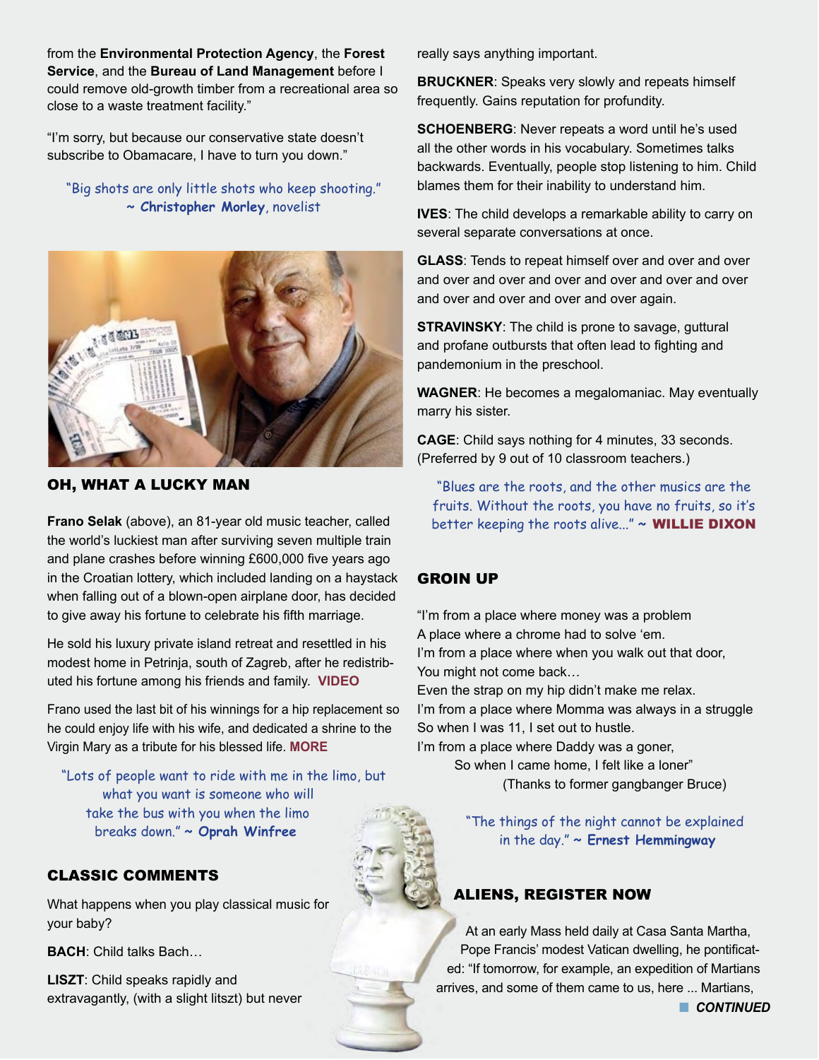from the **Environmental Protection Agency**, the **Forest Service**, and the **Bureau of Land Management** before I could remove old-growth timber from a recreational area so close to a waste treatment facility."

"I'm sorry, but because our conservative state doesn't subscribe to Obamacare, I have to turn you down."

"Big shots are only little shots who keep shooting." ~ **Christopher Morley**, novelist

## OH, WHAT A LUCKY MAN

**Frano Selak** (above), an 81-year old music teacher, called the world's luckiest man after surviving seven multiple train and plane crashes before winning £600,000 five years ago in the Croatian lottery, which included landing on a haystack when falling out of a blown-open airplane door, has decided to give away his fortune to celebrate his fifth marriage.

He sold his luxury private island retreat and resettled in his modest home in Petrinja, south of Zagreb, after he redistributed his fortune among his friends and family. **VIDEO**

Frano used the last bit of his winnings for a hip replacement so he could enjoy life with his wife, and dedicated a shrine to the Virgin Mary as a tribute for his blessed life. **MORE**

"Lots of people want to ride with me in the limo, but what you want is someone who will take the bus with you when the limo breaks down." ~ **Oprah Winfree**

## CLASSIC COMMENTS

What happens when you play classical music for your baby?

**BACH**: Child talks Bach…

**LISZT**: Child speaks rapidly and extravagantly, (with a slight litszt) but never really says anything important.

**BRUCKNER**: Speaks very slowly and repeats himself frequently. Gains reputation for profundity.

**SCHOENBERG**: Never repeats a word until he's used all the other words in his vocabulary. Sometimes talks backwards. Eventually, people stop listening to him. Child blames them for their inability to understand him.

**IVES**: The child develops a remarkable ability to carry on several separate conversations at once.

**GLASS**: Tends to repeat himself over and over and over and over and over and over and over and over and over and over and over and over and over and over again.

**STRAVINSKY**: The child is prone to savage, guttural and profane outbursts that often lead to fighting and pandemonium in the preschool.

**WAGNER**: He becomes a megalomaniac. May eventually marry his sister.

**CAGE**: Child says nothing for 4 minutes, 33 seconds. (Preferred by 9 out of 10 classroom teachers.)

"Blues are the roots, and the other musics are the fruits. Without the roots, you have no fruits, so it's better keeping the roots alive..." ~ **WILLIE DIXON**

## GROIN UP

"I'm from a place where money was a problem
A place where a chrome had to solve 'em.
I'm from a place where when you walk out that door,
You might not come back…
Even the strap on my hip didn't make me relax.
I'm from a place where Momma was always in a struggle
So when I was 11, I set out to hustle.
I'm from a place where Daddy was a goner,
So when I came home, I felt like a loner"
(Thanks to former gangbanger Bruce)

"The things of the night cannot be explained in the day." ~ **Ernest Hemmingway**

## ALIENS, REGISTER NOW

At an early Mass held daily at Casa Santa Martha, Pope Francis' modest Vatican dwelling, he pontificated: "If tomorrow, for example, an expedition of Martians arrives, and some of them came to us, here ... Martians,

***CONTINUED***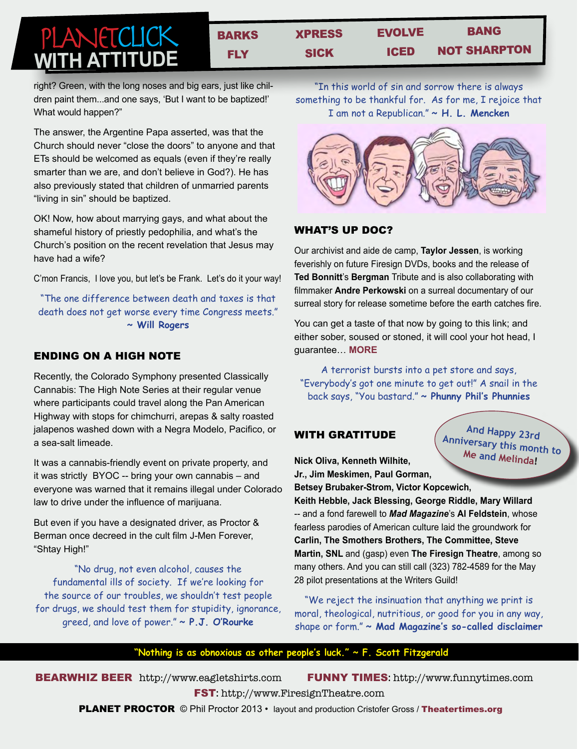# PLANETCLICK WITH ATTITUDE

**BARKS** | **XPRESS** | **EVOLVE** | **BANG** | **FLY** | **SICK** | **ICED** | **NOT SHARPTON**

right? Green, with the long noses and big ears, just like children paint them...and one says, 'But I want to be baptized!' What would happen?"

The answer, the Argentine Papa asserted, was that the Church should never "close the doors" to anyone and that ETs should be welcomed as equals (even if they're really smarter than we are, and don't believe in God?). He has also previously stated that children of unmarried parents "living in sin" should be baptized.

OK! Now, how about marrying gays, and what about the shameful history of priestly pedophilia, and what's the Church's position on the recent revelation that Jesus may have had a wife?

C'mon Francis, I love you, but let's be Frank. Let's do it your way!

"The one difference between death and taxes is that death does not get worse every time Congress meets." ~ **Will Rogers**

## ENDING ON A HIGH NOTE

Recently, the Colorado Symphony presented Classically Cannabis: The High Note Series at their regular venue where participants could travel along the Pan American Highway with stops for chimchurri, arepas & salty roasted jalapenos washed down with a Negra Modelo, Pacifico, or a sea-salt limeade.

It was a cannabis-friendly event on private property, and it was strictly BYOC -- bring your own cannabis – and everyone was warned that it remains illegal under Colorado law to drive under the influence of marijuana.

But even if you have a designated driver, as Proctor & Berman once decreed in the cult film J-Men Forever, "Shtay High!"

"No drug, not even alcohol, causes the fundamental ills of society. If we're looking for the source of our troubles, we shouldn't test people for drugs, we should test them for stupidity, ignorance, greed, and love of power." ~ **P.J. O'Rourke**

"In this world of sin and sorrow there is always something to be thankful for. As for me, I rejoice that I am not a Republican." ~ **H. L. Mencken**

## WHAT'S UP DOC?

Our archivist and aide de camp, **Taylor Jessen**, is working feverishly on future Firesign DVDs, books and the release of **Ted Bonnitt**'s **Bergman** Tribute and is also collaborating with filmmaker **Andre Perkowski** on a surreal documentary of our surreal story for release sometime before the earth catches fire.

You can get a taste of that now by going to this link; and either sober, soused or stoned, it will cool your hot head, I guarantee… **MORE**

A terrorist bursts into a pet store and says, "Everybody's got one minute to get out!" A snail in the back says, "You bastard." ~ **Phunny Phil's Phunnies**

## WITH GRATITUDE

And Happy 23rd Anniversary this month to Me and Melinda!

**Nick Oliva, Kenneth Wilhite, Jr., Jim Meskimen, Paul Gorman, Betsey Brubaker-Strom, Victor Kopcewich, Keith Hebble, Jack Blessing, George Riddle, Mary Willard** -- and a fond farewell to ***Mad Magazine***'s **Al Feldstein**, whose fearless parodies of American culture laid the groundwork for **Carlin, The Smothers Brothers, The Committee, Steve Martin, SNL** and (gasp) even **The Firesign Theatre**, among so many others. And you can still call (323) 782-4589 for the May 28 pilot presentations at the Writers Guild!

"We reject the insinuation that anything we print is moral, theological, nutritious, or good for you in any way, shape or form." ~ **Mad Magazine's so-called disclaimer**

**"Nothing is as obnoxious as other people's luck." ~ F. Scott Fitzgerald**

**BEARWHIZ BEER** http://www.eagletshirts.com **FUNNY TIMES**: http://www.funnytimes.com

**FST**: http://www.FiresignTheatre.com

**PLANET PROCTOR** © Phil Proctor 2013 • layout and production Cristofer Gross / **Theatertimes.org**